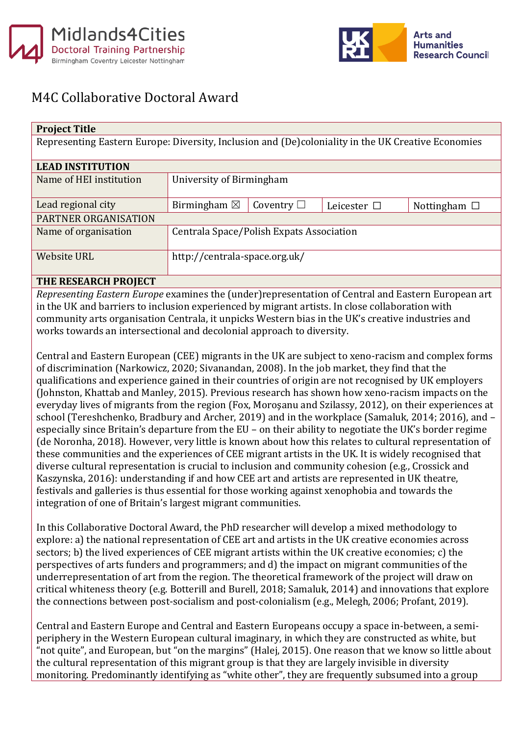# M4C Collaborative Doctoral Award

| **Project Title** | | | | |
|---|---|---|---|---|
| Representing Eastern Europe: Diversity, Inclusion and (De)coloniality in the UK Creative Economies | | | | |
| **LEAD INSTITUTION** | | | | |
| Name of HEI institution | University of Birmingham | | | |
| Lead regional city | Birmingham ☒ | Coventry ☐ | Leicester ☐ | Nottingham ☐ |
| PARTNER ORGANISATION | | | | |
| Name of organisation | Centrala Space/Polish Expats Association | | | |
| Website URL | http://centrala-space.org.uk/ | | | |

**THE RESEARCH PROJECT**

*Representing Eastern Europe* examines the (under)representation of Central and Eastern European art in the UK and barriers to inclusion experienced by migrant artists. In close collaboration with community arts organisation Centrala, it unpicks Western bias in the UK's creative industries and works towards an intersectional and decolonial approach to diversity.

Central and Eastern European (CEE) migrants in the UK are subject to xeno-racism and complex forms of discrimination (Narkowicz, 2020; Sivanandan, 2008). In the job market, they find that the qualifications and experience gained in their countries of origin are not recognised by UK employers (Johnston, Khattab and Manley, 2015). Previous research has shown how xeno-racism impacts on the everyday lives of migrants from the region (Fox, Moroşanu and Szilassy, 2012), on their experiences at school (Tereshchenko, Bradbury and Archer, 2019) and in the workplace (Samaluk, 2014; 2016), and – especially since Britain's departure from the EU – on their ability to negotiate the UK's border regime (de Noronha, 2018). However, very little is known about how this relates to cultural representation of these communities and the experiences of CEE migrant artists in the UK. It is widely recognised that diverse cultural representation is crucial to inclusion and community cohesion (e.g., Crossick and Kaszynska, 2016): understanding if and how CEE art and artists are represented in UK theatre, festivals and galleries is thus essential for those working against xenophobia and towards the integration of one of Britain's largest migrant communities.

In this Collaborative Doctoral Award, the PhD researcher will develop a mixed methodology to explore: a) the national representation of CEE art and artists in the UK creative economies across sectors; b) the lived experiences of CEE migrant artists within the UK creative economies; c) the perspectives of arts funders and programmers; and d) the impact on migrant communities of the underrepresentation of art from the region. The theoretical framework of the project will draw on critical whiteness theory (e.g. Botterill and Burell, 2018; Samaluk, 2014) and innovations that explore the connections between post-socialism and post-colonialism (e.g., Melegh, 2006; Profant, 2019).

Central and Eastern Europe and Central and Eastern Europeans occupy a space in-between, a semi-periphery in the Western European cultural imaginary, in which they are constructed as white, but "not quite", and European, but "on the margins" (Halej, 2015). One reason that we know so little about the cultural representation of this migrant group is that they are largely invisible in diversity monitoring. Predominantly identifying as "white other", they are frequently subsumed into a group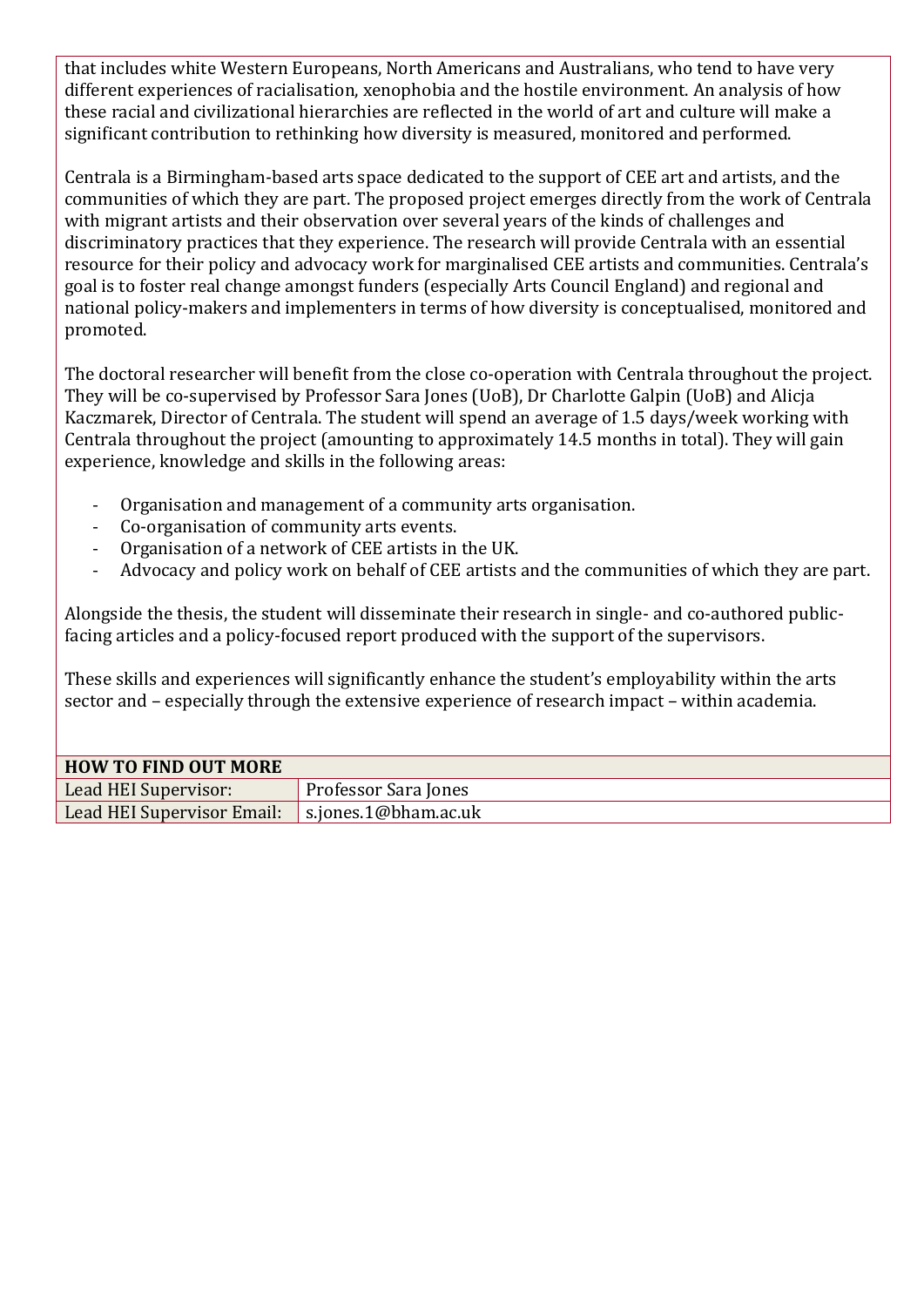that includes white Western Europeans, North Americans and Australians, who tend to have very different experiences of racialisation, xenophobia and the hostile environment. An analysis of how these racial and civilizational hierarchies are reflected in the world of art and culture will make a significant contribution to rethinking how diversity is measured, monitored and performed.

Centrala is a Birmingham-based arts space dedicated to the support of CEE art and artists, and the communities of which they are part. The proposed project emerges directly from the work of Centrala with migrant artists and their observation over several years of the kinds of challenges and discriminatory practices that they experience. The research will provide Centrala with an essential resource for their policy and advocacy work for marginalised CEE artists and communities. Centrala's goal is to foster real change amongst funders (especially Arts Council England) and regional and national policy-makers and implementers in terms of how diversity is conceptualised, monitored and promoted.

The doctoral researcher will benefit from the close co-operation with Centrala throughout the project. They will be co-supervised by Professor Sara Jones (UoB), Dr Charlotte Galpin (UoB) and Alicja Kaczmarek, Director of Centrala. The student will spend an average of 1.5 days/week working with Centrala throughout the project (amounting to approximately 14.5 months in total). They will gain experience, knowledge and skills in the following areas:

- Organisation and management of a community arts organisation.
- Co-organisation of community arts events.
- Organisation of a network of CEE artists in the UK.
- Advocacy and policy work on behalf of CEE artists and the communities of which they are part.

Alongside the thesis, the student will disseminate their research in single- and co-authored public-facing articles and a policy-focused report produced with the support of the supervisors.

These skills and experiences will significantly enhance the student's employability within the arts sector and – especially through the extensive experience of research impact – within academia.

| **HOW TO FIND OUT MORE** | |
|---|---|
| Lead HEI Supervisor: | Professor Sara Jones |
| Lead HEI Supervisor Email: | s.jones.1@bham.ac.uk |